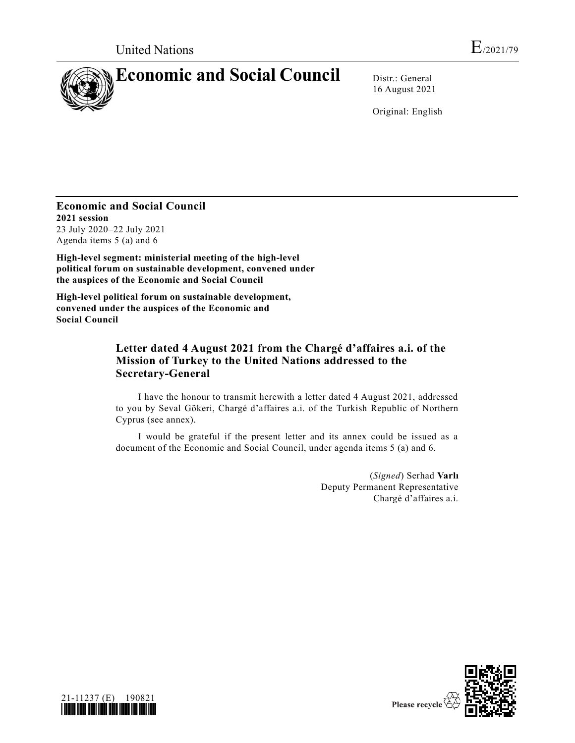United Nations E/2021/79

# Economic and Social Council

Distr.: General
16 August 2021

Original: English

**Economic and Social Council**
**2021 session**
23 July 2020–22 July 2021
Agenda items 5 (a) and 6

**High-level segment: ministerial meeting of the high-level political forum on sustainable development, convened under the auspices of the Economic and Social Council**

**High-level political forum on sustainable development, convened under the auspices of the Economic and Social Council**

## Letter dated 4 August 2021 from the Chargé d'affaires a.i. of the Mission of Turkey to the United Nations addressed to the Secretary-General

I have the honour to transmit herewith a letter dated 4 August 2021, addressed to you by Seval Gökeri, Chargé d'affaires a.i. of the Turkish Republic of Northern Cyprus (see annex).

I would be grateful if the present letter and its annex could be issued as a document of the Economic and Social Council, under agenda items 5 (a) and 6.

(*Signed*) Serhad **Varlı**
Deputy Permanent Representative
Chargé d'affaires a.i.

21-11237 (E) 190821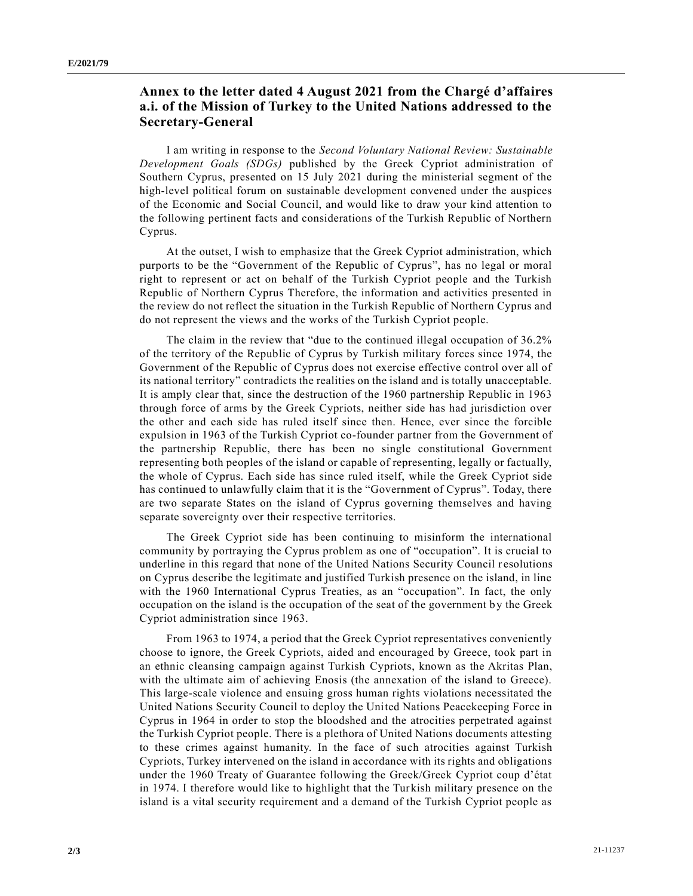## Annex to the letter dated 4 August 2021 from the Chargé d'affaires a.i. of the Mission of Turkey to the United Nations addressed to the Secretary-General

I am writing in response to the *Second Voluntary National Review: Sustainable Development Goals (SDGs)* published by the Greek Cypriot administration of Southern Cyprus, presented on 15 July 2021 during the ministerial segment of the high-level political forum on sustainable development convened under the auspices of the Economic and Social Council, and would like to draw your kind attention to the following pertinent facts and considerations of the Turkish Republic of Northern Cyprus.

At the outset, I wish to emphasize that the Greek Cypriot administration, which purports to be the "Government of the Republic of Cyprus", has no legal or moral right to represent or act on behalf of the Turkish Cypriot people and the Turkish Republic of Northern Cyprus Therefore, the information and activities presented in the review do not reflect the situation in the Turkish Republic of Northern Cyprus and do not represent the views and the works of the Turkish Cypriot people.

The claim in the review that "due to the continued illegal occupation of 36.2% of the territory of the Republic of Cyprus by Turkish military forces since 1974, the Government of the Republic of Cyprus does not exercise effective control over all of its national territory" contradicts the realities on the island and is totally unacceptable. It is amply clear that, since the destruction of the 1960 partnership Republic in 1963 through force of arms by the Greek Cypriots, neither side has had jurisdiction over the other and each side has ruled itself since then. Hence, ever since the forcible expulsion in 1963 of the Turkish Cypriot co-founder partner from the Government of the partnership Republic, there has been no single constitutional Government representing both peoples of the island or capable of representing, legally or factually, the whole of Cyprus. Each side has since ruled itself, while the Greek Cypriot side has continued to unlawfully claim that it is the "Government of Cyprus". Today, there are two separate States on the island of Cyprus governing themselves and having separate sovereignty over their respective territories.

The Greek Cypriot side has been continuing to misinform the international community by portraying the Cyprus problem as one of "occupation". It is crucial to underline in this regard that none of the United Nations Security Council resolutions on Cyprus describe the legitimate and justified Turkish presence on the island, in line with the 1960 International Cyprus Treaties, as an "occupation". In fact, the only occupation on the island is the occupation of the seat of the government by the Greek Cypriot administration since 1963.

From 1963 to 1974, a period that the Greek Cypriot representatives conveniently choose to ignore, the Greek Cypriots, aided and encouraged by Greece, took part in an ethnic cleansing campaign against Turkish Cypriots, known as the Akritas Plan, with the ultimate aim of achieving Enosis (the annexation of the island to Greece). This large-scale violence and ensuing gross human rights violations necessitated the United Nations Security Council to deploy the United Nations Peacekeeping Force in Cyprus in 1964 in order to stop the bloodshed and the atrocities perpetrated against the Turkish Cypriot people. There is a plethora of United Nations documents attesting to these crimes against humanity. In the face of such atrocities against Turkish Cypriots, Turkey intervened on the island in accordance with its rights and obligations under the 1960 Treaty of Guarantee following the Greek/Greek Cypriot coup d'état in 1974. I therefore would like to highlight that the Turkish military presence on the island is a vital security requirement and a demand of the Turkish Cypriot people as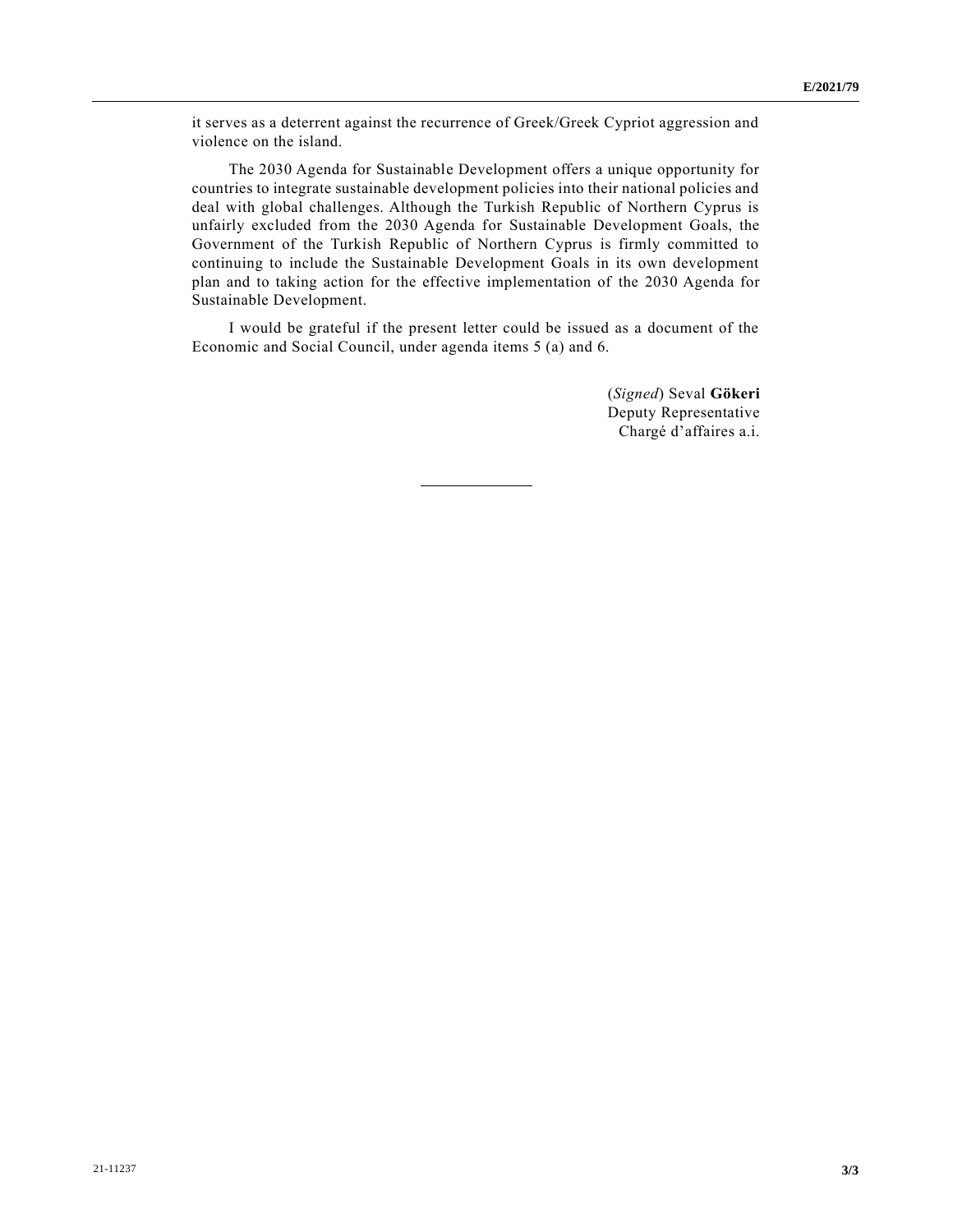it serves as a deterrent against the recurrence of Greek/Greek Cypriot aggression and violence on the island.

The 2030 Agenda for Sustainable Development offers a unique opportunity for countries to integrate sustainable development policies into their national policies and deal with global challenges. Although the Turkish Republic of Northern Cyprus is unfairly excluded from the 2030 Agenda for Sustainable Development Goals, the Government of the Turkish Republic of Northern Cyprus is firmly committed to continuing to include the Sustainable Development Goals in its own development plan and to taking action for the effective implementation of the 2030 Agenda for Sustainable Development.

I would be grateful if the present letter could be issued as a document of the Economic and Social Council, under agenda items 5 (a) and 6.

(*Signed*) Seval **Gökeri**
Deputy Representative
Chargé d'affaires a.i.